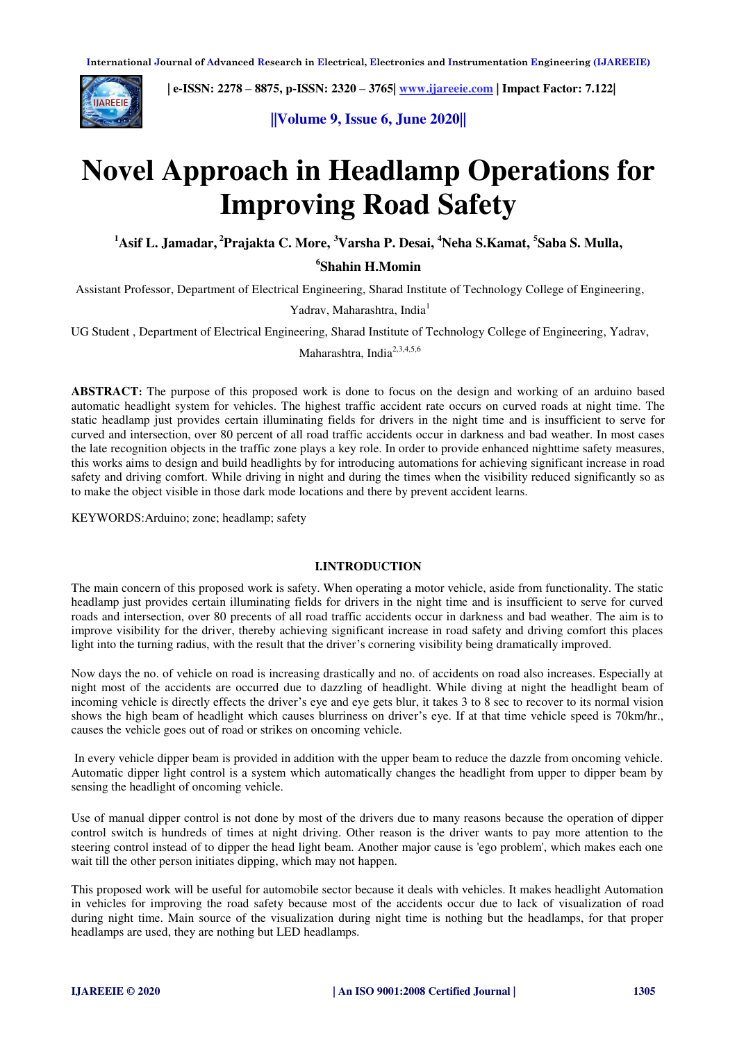# Novel Approach in Headlamp Operations for Improving Road Safety

**[1]Asif L. Jamadar, [2]Prajakta C. More, [3]Varsha P. Desai, [4]Neha S.Kamat, [5]Saba S. Mulla, [6]Shahin H.Momin**

Assistant Professor, Department of Electrical Engineering, Sharad Institute of Technology College of Engineering, Yadrav, Maharashtra, India[1]

UG Student , Department of Electrical Engineering, Sharad Institute of Technology College of Engineering, Yadrav, Maharashtra, India[2,3,4,5,6]

**ABSTRACT:** The purpose of this proposed work is done to focus on the design and working of an arduino based automatic headlight system for vehicles. The highest traffic accident rate occurs on curved roads at night time. The static headlamp just provides certain illuminating fields for drivers in the night time and is insufficient to serve for curved and intersection, over 80 percent of all road traffic accidents occur in darkness and bad weather. In most cases the late recognition objects in the traffic zone plays a key role. In order to provide enhanced nighttime safety measures, this works aims to design and build headlights by for introducing automations for achieving significant increase in road safety and driving comfort. While driving in night and during the times when the visibility reduced significantly so as to make the object visible in those dark mode locations and there by prevent accident learns.

KEYWORDS:Arduino; zone; headlamp; safety

## I.INTRODUCTION

The main concern of this proposed work is safety. When operating a motor vehicle, aside from functionality. The static headlamp just provides certain illuminating fields for drivers in the night time and is insufficient to serve for curved roads and intersection, over 80 precents of all road traffic accidents occur in darkness and bad weather. The aim is to improve visibility for the driver, thereby achieving significant increase in road safety and driving comfort this places light into the turning radius, with the result that the driver's cornering visibility being dramatically improved.

Now days the no. of vehicle on road is increasing drastically and no. of accidents on road also increases. Especially at night most of the accidents are occurred due to dazzling of headlight. While diving at night the headlight beam of incoming vehicle is directly effects the driver's eye and eye gets blur, it takes 3 to 8 sec to recover to its normal vision shows the high beam of headlight which causes blurriness on driver's eye. If at that time vehicle speed is 70km/hr., causes the vehicle goes out of road or strikes on oncoming vehicle.

In every vehicle dipper beam is provided in addition with the upper beam to reduce the dazzle from oncoming vehicle. Automatic dipper light control is a system which automatically changes the headlight from upper to dipper beam by sensing the headlight of oncoming vehicle.

Use of manual dipper control is not done by most of the drivers due to many reasons because the operation of dipper control switch is hundreds of times at night driving. Other reason is the driver wants to pay more attention to the steering control instead of to dipper the head light beam. Another major cause is 'ego problem', which makes each one wait till the other person initiates dipping, which may not happen.

This proposed work will be useful for automobile sector because it deals with vehicles. It makes headlight Automation in vehicles for improving the road safety because most of the accidents occur due to lack of visualization of road during night time. Main source of the visualization during night time is nothing but the headlamps, for that proper headlamps are used, they are nothing but LED headlamps.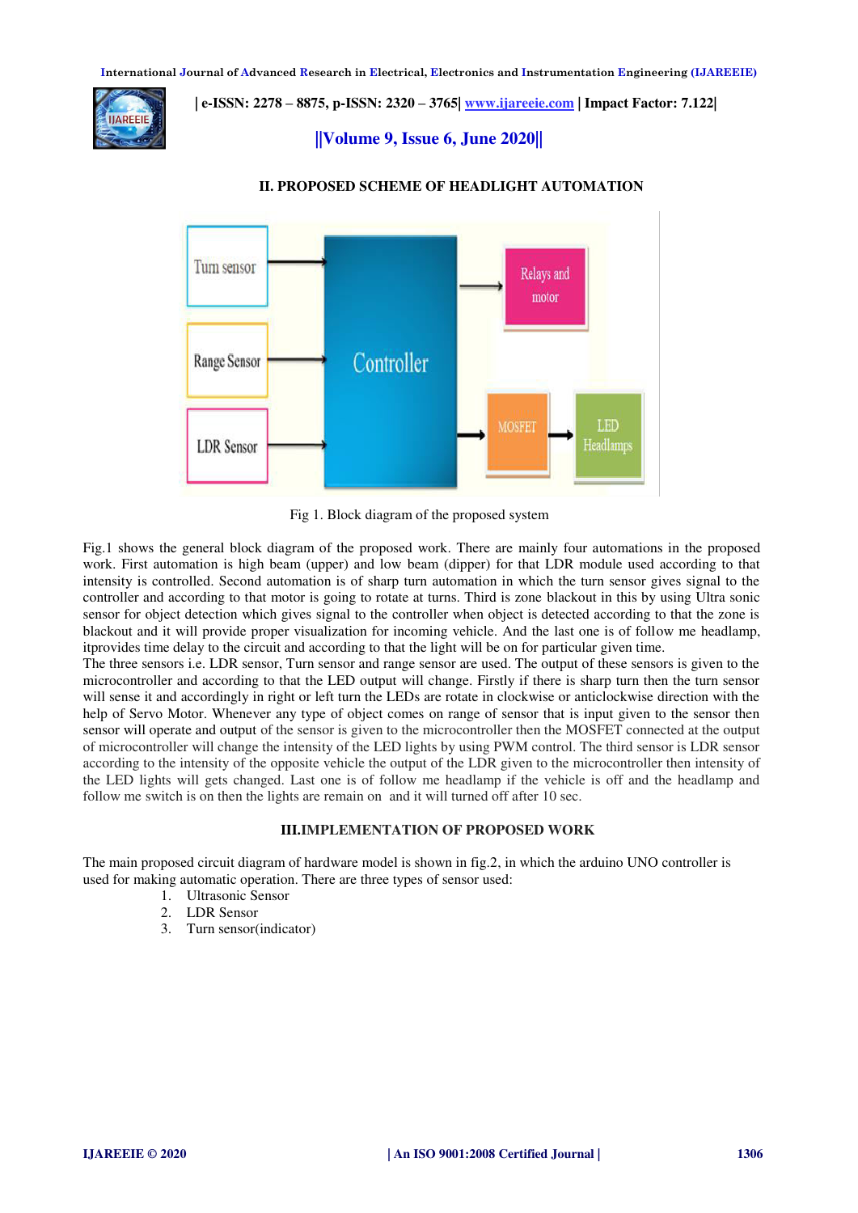## II. PROPOSED SCHEME OF HEADLIGHT AUTOMATION

Fig 1. Block diagram of the proposed system

Fig.1 shows the general block diagram of the proposed work. There are mainly four automations in the proposed work. First automation is high beam (upper) and low beam (dipper) for that LDR module used according to that intensity is controlled. Second automation is of sharp turn automation in which the turn sensor gives signal to the controller and according to that motor is going to rotate at turns. Third is zone blackout in this by using Ultra sonic sensor for object detection which gives signal to the controller when object is detected according to that the zone is blackout and it will provide proper visualization for incoming vehicle. And the last one is of follow me headlamp, itprovides time delay to the circuit and according to that the light will be on for particular given time.
The three sensors i.e. LDR sensor, Turn sensor and range sensor are used. The output of these sensors is given to the microcontroller and according to that the LED output will change. Firstly if there is sharp turn then the turn sensor will sense it and accordingly in right or left turn the LEDs are rotate in clockwise or anticlockwise direction with the help of Servo Motor. Whenever any type of object comes on range of sensor that is input given to the sensor then sensor will operate and output of the sensor is given to the microcontroller then the MOSFET connected at the output of microcontroller will change the intensity of the LED lights by using PWM control. The third sensor is LDR sensor according to the intensity of the opposite vehicle the output of the LDR given to the microcontroller then intensity of the LED lights will gets changed. Last one is of follow me headlamp if the vehicle is off and the headlamp and follow me switch is on then the lights are remain on and it will turned off after 10 sec.

## III.IMPLEMENTATION OF PROPOSED WORK

The main proposed circuit diagram of hardware model is shown in fig.2, in which the arduino UNO controller is used for making automatic operation. There are three types of sensor used:

1. Ultrasonic Sensor
2. LDR Sensor
3. Turn sensor(indicator)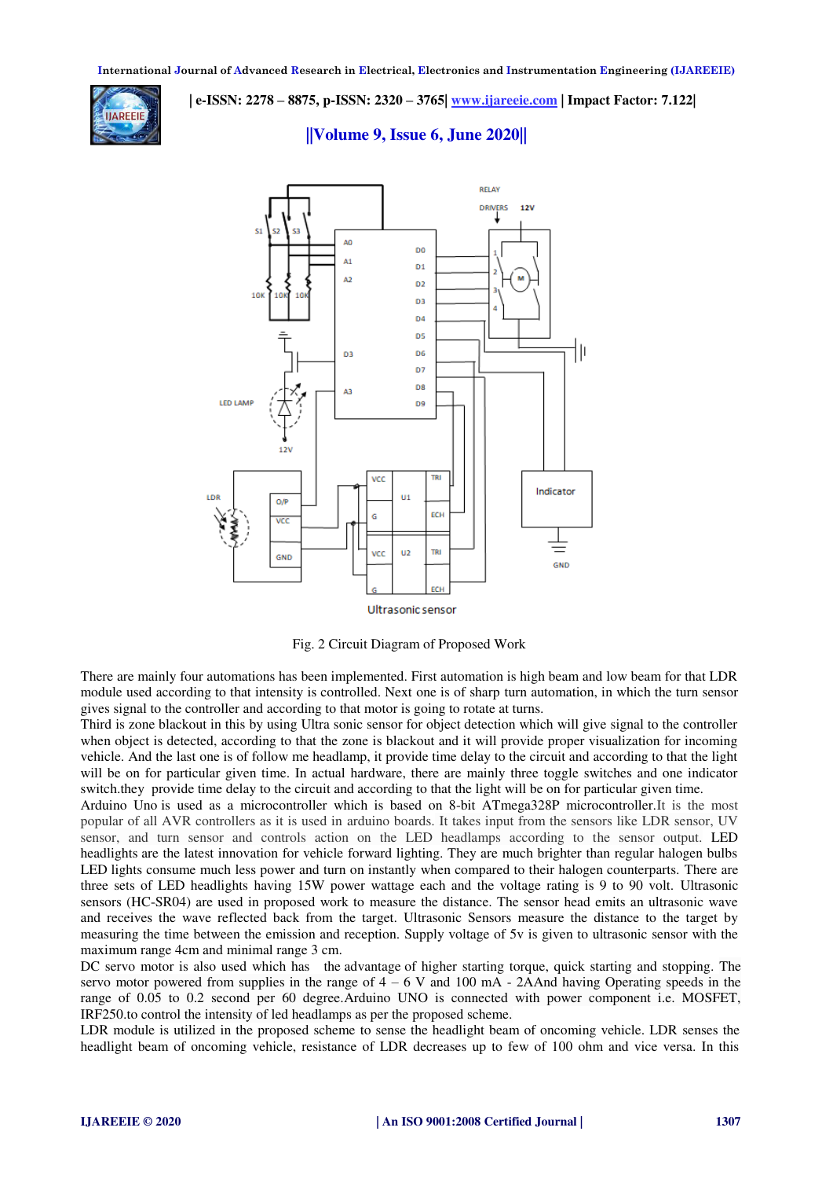Fig. 2 Circuit Diagram of Proposed Work

There are mainly four automations has been implemented. First automation is high beam and low beam for that LDR module used according to that intensity is controlled. Next one is of sharp turn automation, in which the turn sensor gives signal to the controller and according to that motor is going to rotate at turns.
Third is zone blackout in this by using Ultra sonic sensor for object detection which will give signal to the controller when object is detected, according to that the zone is blackout and it will provide proper visualization for incoming vehicle. And the last one is of follow me headlamp, it provide time delay to the circuit and according to that the light will be on for particular given time. In actual hardware, there are mainly three toggle switches and one indicator switch.they provide time delay to the circuit and according to that the light will be on for particular given time.
Arduino Uno is used as a microcontroller which is based on 8-bit ATmega328P microcontroller.It is the most popular of all AVR controllers as it is used in arduino boards. It takes input from the sensors like LDR sensor, UV sensor, and turn sensor and controls action on the LED headlamps according to the sensor output. LED headlights are the latest innovation for vehicle forward lighting. They are much brighter than regular halogen bulbs LED lights consume much less power and turn on instantly when compared to their halogen counterparts. There are three sets of LED headlights having 15W power wattage each and the voltage rating is 9 to 90 volt. Ultrasonic sensors (HC-SR04) are used in proposed work to measure the distance. The sensor head emits an ultrasonic wave and receives the wave reflected back from the target. Ultrasonic Sensors measure the distance to the target by measuring the time between the emission and reception. Supply voltage of 5v is given to ultrasonic sensor with the maximum range 4cm and minimal range 3 cm.
DC servo motor is also used which has the advantage of higher starting torque, quick starting and stopping. The servo motor powered from supplies in the range of 4 – 6 V and 100 mA - 2AAnd having Operating speeds in the range of 0.05 to 0.2 second per 60 degree.Arduino UNO is connected with power component i.e. MOSFET, IRF250.to control the intensity of led headlamps as per the proposed scheme.
LDR module is utilized in the proposed scheme to sense the headlight beam of oncoming vehicle. LDR senses the headlight beam of oncoming vehicle, resistance of LDR decreases up to few of 100 ohm and vice versa. In this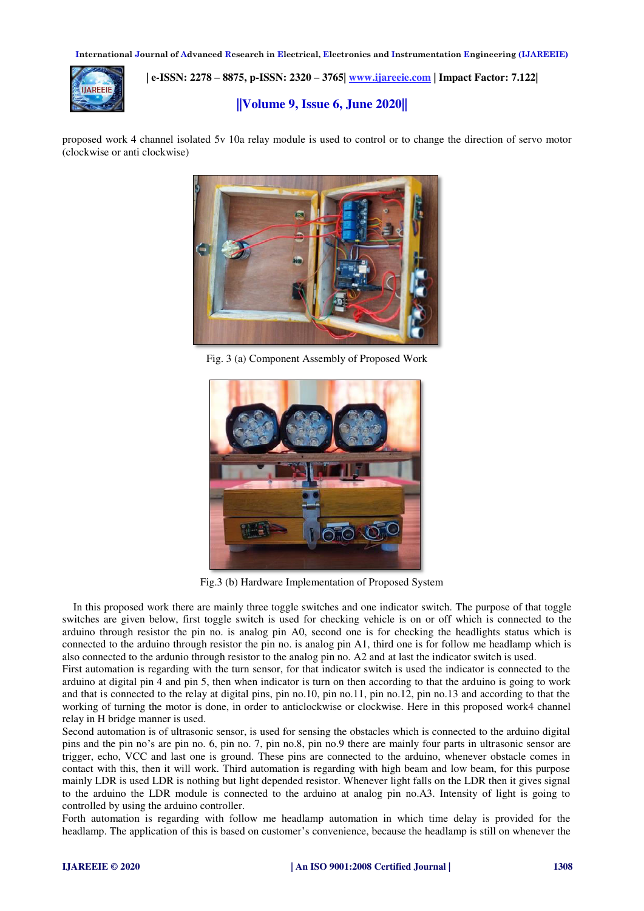proposed work 4 channel isolated 5v 10a relay module is used to control or to change the direction of servo motor (clockwise or anti clockwise)

Fig. 3 (a) Component Assembly of Proposed Work

Fig.3 (b) Hardware Implementation of Proposed System

In this proposed work there are mainly three toggle switches and one indicator switch. The purpose of that toggle switches are given below, first toggle switch is used for checking vehicle is on or off which is connected to the arduino through resistor the pin no. is analog pin A0, second one is for checking the headlights status which is connected to the arduino through resistor the pin no. is analog pin A1, third one is for follow me headlamp which is also connected to the ardunio through resistor to the analog pin no. A2 and at last the indicator switch is used.
First automation is regarding with the turn sensor, for that indicator switch is used the indicator is connected to the arduino at digital pin 4 and pin 5, then when indicator is turn on then according to that the arduino is going to work and that is connected to the relay at digital pins, pin no.10, pin no.11, pin no.12, pin no.13 and according to that the working of turning the motor is done, in order to anticlockwise or clockwise. Here in this proposed work4 channel relay in H bridge manner is used.
Second automation is of ultrasonic sensor, is used for sensing the obstacles which is connected to the arduino digital pins and the pin no's are pin no. 6, pin no. 7, pin no.8, pin no.9 there are mainly four parts in ultrasonic sensor are trigger, echo, VCC and last one is ground. These pins are connected to the arduino, whenever obstacle comes in contact with this, then it will work. Third automation is regarding with high beam and low beam, for this purpose mainly LDR is used LDR is nothing but light depended resistor. Whenever light falls on the LDR then it gives signal to the arduino the LDR module is connected to the arduino at analog pin no.A3. Intensity of light is going to controlled by using the arduino controller.
Forth automation is regarding with follow me headlamp automation in which time delay is provided for the headlamp. The application of this is based on customer's convenience, because the headlamp is still on whenever the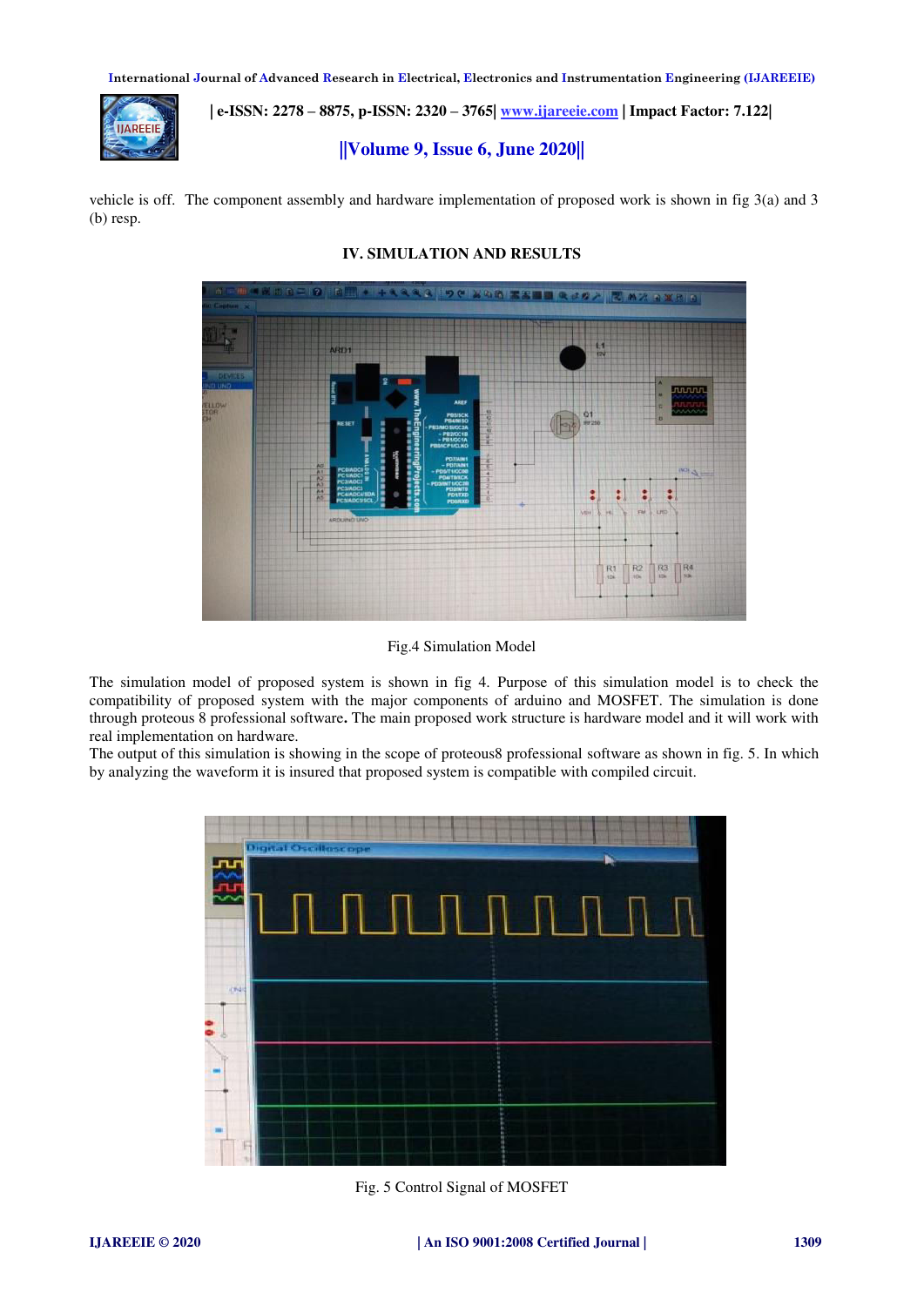vehicle is off. The component assembly and hardware implementation of proposed work is shown in fig 3(a) and 3 (b) resp.

## IV. SIMULATION AND RESULTS

Fig.4 Simulation Model

The simulation model of proposed system is shown in fig 4. Purpose of this simulation model is to check the compatibility of proposed system with the major components of arduino and MOSFET. The simulation is done through proteous 8 professional software**.** The main proposed work structure is hardware model and it will work with real implementation on hardware.
The output of this simulation is showing in the scope of proteous8 professional software as shown in fig. 5. In which by analyzing the waveform it is insured that proposed system is compatible with compiled circuit.

Fig. 5 Control Signal of MOSFET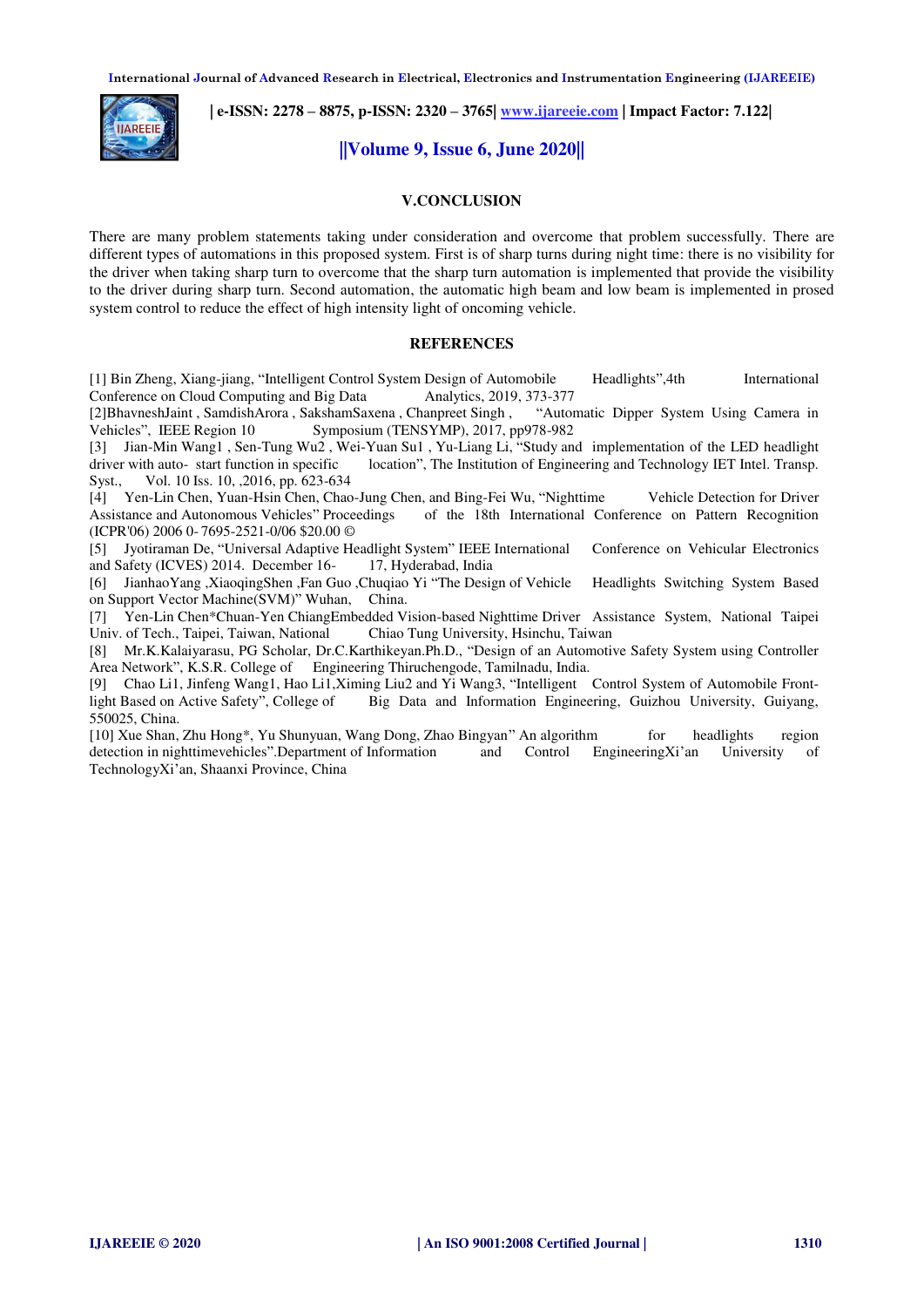## V.CONCLUSION

There are many problem statements taking under consideration and overcome that problem successfully. There are different types of automations in this proposed system. First is of sharp turns during night time: there is no visibility for the driver when taking sharp turn to overcome that the sharp turn automation is implemented that provide the visibility to the driver during sharp turn. Second automation, the automatic high beam and low beam is implemented in prosed system control to reduce the effect of high intensity light of oncoming vehicle.

## REFERENCES

[1] Bin Zheng, Xiang-jiang, "Intelligent Control System Design of Automobile Headlights",4th International Conference on Cloud Computing and Big Data Analytics, 2019, 373-377

[2]BhavneshJaint , SamdishArora , SakshamSaxena , Chanpreet Singh , "Automatic Dipper System Using Camera in Vehicles", IEEE Region 10 Symposium (TENSYMP), 2017, pp978-982

[3] Jian-Min Wang1 , Sen-Tung Wu2 , Wei-Yuan Su1 , Yu-Liang Li, "Study and implementation of the LED headlight driver with auto- start function in specific location", The Institution of Engineering and Technology IET Intel. Transp. Syst., Vol. 10 Iss. 10, ,2016, pp. 623-634

[4] Yen-Lin Chen, Yuan-Hsin Chen, Chao-Jung Chen, and Bing-Fei Wu, "Nighttime Vehicle Detection for Driver Assistance and Autonomous Vehicles" Proceedings of the 18th International Conference on Pattern Recognition (ICPR'06) 2006 0- 7695-2521-0/06 $20.00 ©

[5] Jyotiraman De, "Universal Adaptive Headlight System" IEEE International Conference on Vehicular Electronics and Safety (ICVES) 2014. December 16- 17, Hyderabad, India

[6] JianhaoYang ,XiaoqingShen ,Fan Guo ,Chuqiao Yi "The Design of Vehicle Headlights Switching System Based on Support Vector Machine(SVM)" Wuhan, China.

[7] Yen-Lin Chen*Chuan-Yen ChiangEmbedded Vision-based Nighttime Driver Assistance System, National Taipei Univ. of Tech., Taipei, Taiwan, National Chiao Tung University, Hsinchu, Taiwan

[8] Mr.K.Kalaiyarasu, PG Scholar, Dr.C.Karthikeyan.Ph.D., "Design of an Automotive Safety System using Controller Area Network", K.S.R. College of Engineering Thiruchengode, Tamilnadu, India.

[9] Chao Li1, Jinfeng Wang1, Hao Li1,Ximing Liu2 and Yi Wang3, "Intelligent Control System of Automobile Front-light Based on Active Safety", College of Big Data and Information Engineering, Guizhou University, Guiyang, 550025, China.

[10] Xue Shan, Zhu Hong*, Yu Shunyuan, Wang Dong, Zhao Bingyan" An algorithm for headlights region detection in nighttimevehicles".Department of Information and Control EngineeringXi'an University of TechnologyXi'an, Shaanxi Province, China